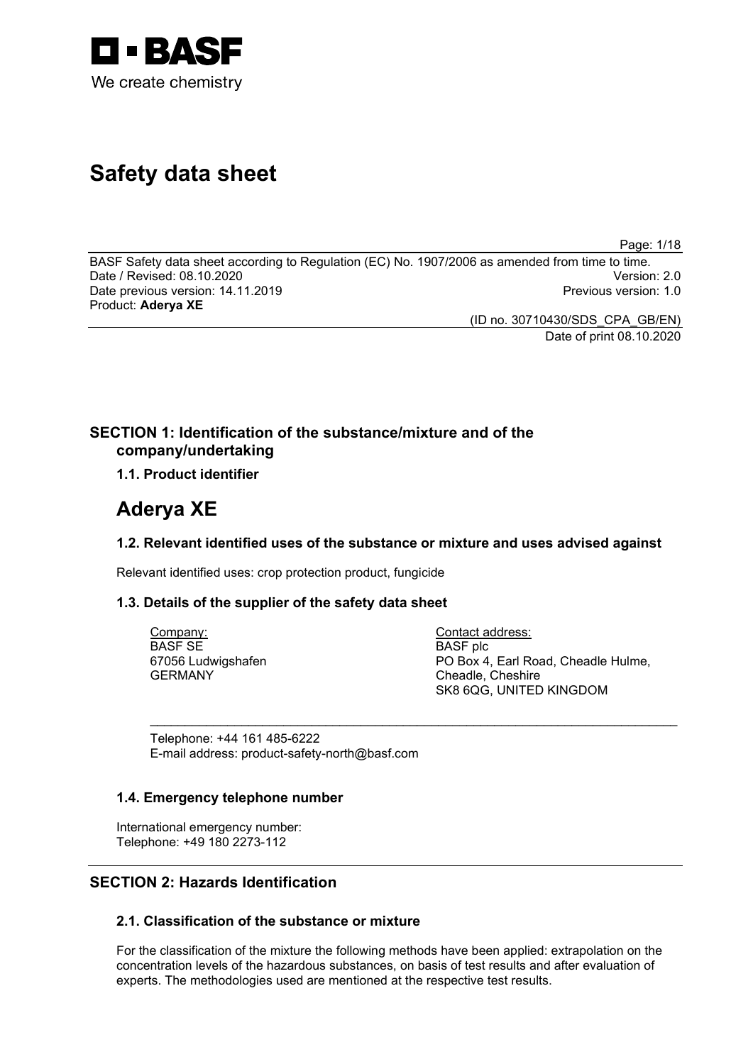BASF
We create chemistry

# Safety data sheet

BASF Safety data sheet according to Regulation (EC) No. 1907/2006 as amended from time to time.
Date / Revised: 08.10.2020 Version: 2.0
Date previous version: 14.11.2019 Previous version: 1.0
Product: **Aderya XE**

(ID no. 30710430/SDS_CPA_GB/EN)
Date of print 08.10.2020

## SECTION 1: Identification of the substance/mixture and of the company/undertaking

### 1.1. Product identifier

# Aderya XE

### 1.2. Relevant identified uses of the substance or mixture and uses advised against

Relevant identified uses: crop protection product, fungicide

### 1.3. Details of the supplier of the safety data sheet

| Company: | Contact address: |
|---|---|
| BASF SE | BASF plc |
| 67056 Ludwigshafen | PO Box 4, Earl Road, Cheadle Hulme, |
| GERMANY | Cheadle, Cheshire |
| | SK8 6QG, UNITED KINGDOM |

Telephone: +44 161 485-6222
E-mail address: product-safety-north@basf.com

### 1.4. Emergency telephone number

International emergency number:
Telephone: +49 180 2273-112

## SECTION 2: Hazards Identification

### 2.1. Classification of the substance or mixture

For the classification of the mixture the following methods have been applied: extrapolation on the concentration levels of the hazardous substances, on basis of test results and after evaluation of experts. The methodologies used are mentioned at the respective test results.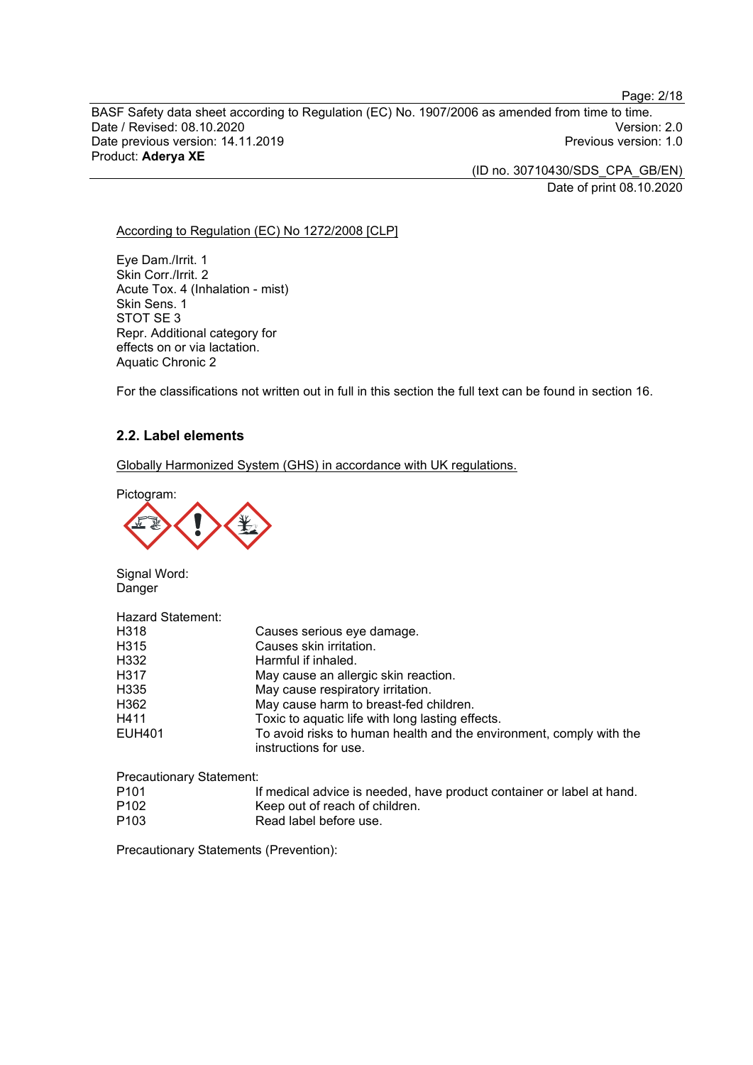According to Regulation (EC) No 1272/2008 [CLP]

Eye Dam./Irrit. 1
Skin Corr./Irrit. 2
Acute Tox. 4 (Inhalation - mist)
Skin Sens. 1
STOT SE 3
Repr. Additional category for effects on or via lactation.
Aquatic Chronic 2

For the classifications not written out in full in this section the full text can be found in section 16.

## 2.2. Label elements

Globally Harmonized System (GHS) in accordance with UK regulations.

Pictogram:

Signal Word:
Danger

Hazard Statement:

| | |
|---|---|
| H318 | Causes serious eye damage. |
| H315 | Causes skin irritation. |
| H332 | Harmful if inhaled. |
| H317 | May cause an allergic skin reaction. |
| H335 | May cause respiratory irritation. |
| H362 | May cause harm to breast-fed children. |
| H411 | Toxic to aquatic life with long lasting effects. |
| EUH401 | To avoid risks to human health and the environment, comply with the instructions for use. |

Precautionary Statement:

| | |
|---|---|
| P101 | If medical advice is needed, have product container or label at hand. |
| P102 | Keep out of reach of children. |
| P103 | Read label before use. |

Precautionary Statements (Prevention):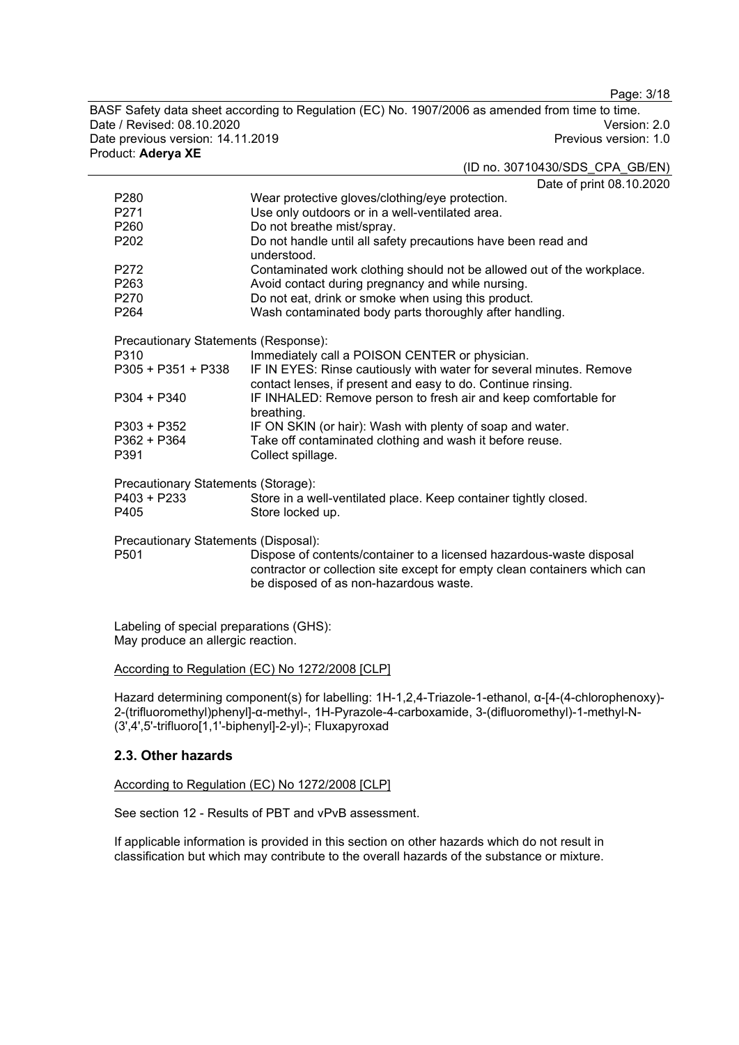Date of print 08.10.2020

| | |
|---|---|
| P280 | Wear protective gloves/clothing/eye protection. |
| P271 | Use only outdoors or in a well-ventilated area. |
| P260 | Do not breathe mist/spray. |
| P202 | Do not handle until all safety precautions have been read and understood. |
| P272 | Contaminated work clothing should not be allowed out of the workplace. |
| P263 | Avoid contact during pregnancy and while nursing. |
| P270 | Do not eat, drink or smoke when using this product. |
| P264 | Wash contaminated body parts thoroughly after handling. |

Precautionary Statements (Response):

| | |
|---|---|
| P310 | Immediately call a POISON CENTER or physician. |
| P305 + P351 + P338 | IF IN EYES: Rinse cautiously with water for several minutes. Remove contact lenses, if present and easy to do. Continue rinsing. |
| P304 + P340 | IF INHALED: Remove person to fresh air and keep comfortable for breathing. |
| P303 + P352 | IF ON SKIN (or hair): Wash with plenty of soap and water. |
| P362 + P364 | Take off contaminated clothing and wash it before reuse. |
| P391 | Collect spillage. |

Precautionary Statements (Storage):

| | |
|---|---|
| P403 + P233 | Store in a well-ventilated place. Keep container tightly closed. |
| P405 | Store locked up. |

Precautionary Statements (Disposal):

| | |
|---|---|
| P501 | Dispose of contents/container to a licensed hazardous-waste disposal contractor or collection site except for empty clean containers which can be disposed of as non-hazardous waste. |

Labeling of special preparations (GHS):
May produce an allergic reaction.

According to Regulation (EC) No 1272/2008 [CLP]

Hazard determining component(s) for labelling: 1H-1,2,4-Triazole-1-ethanol, α-[4-(4-chlorophenoxy)-2-(trifluoromethyl)phenyl]-α-methyl-, 1H-Pyrazole-4-carboxamide, 3-(difluoromethyl)-1-methyl-N-(3',4',5'-trifluoro[1,1'-biphenyl]-2-yl)-; Fluxapyroxad

## 2.3. Other hazards

According to Regulation (EC) No 1272/2008 [CLP]

See section 12 - Results of PBT and vPvB assessment.

If applicable information is provided in this section on other hazards which do not result in classification but which may contribute to the overall hazards of the substance or mixture.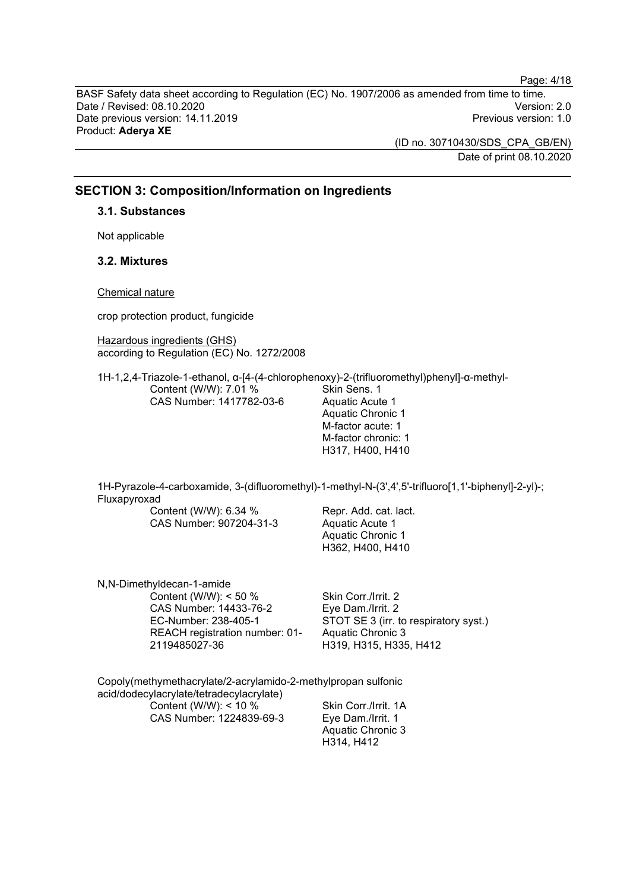## SECTION 3: Composition/Information on Ingredients

### 3.1. Substances

Not applicable

### 3.2. Mixtures

Chemical nature

crop protection product, fungicide

Hazardous ingredients (GHS)
according to Regulation (EC) No. 1272/2008

1H-1,2,4-Triazole-1-ethanol, α-[4-(4-chlorophenoxy)-2-(trifluoromethyl)phenyl]-α-methyl-

| | |
|---|---|
| Content (W/W): 7.01 %<br>CAS Number: 1417782-03-6 | Skin Sens. 1<br>Aquatic Acute 1<br>Aquatic Chronic 1<br>M-factor acute: 1<br>M-factor chronic: 1<br>H317, H400, H410 |

1H-Pyrazole-4-carboxamide, 3-(difluoromethyl)-1-methyl-N-(3',4',5'-trifluoro[1,1'-biphenyl]-2-yl)-; Fluxapyroxad

| | |
|---|---|
| Content (W/W): 6.34 %<br>CAS Number: 907204-31-3 | Repr. Add. cat. lact.<br>Aquatic Acute 1<br>Aquatic Chronic 1<br>H362, H400, H410 |

N,N-Dimethyldecan-1-amide

| | |
|---|---|
| Content (W/W): < 50 %<br>CAS Number: 14433-76-2<br>EC-Number: 238-405-1<br>REACH registration number: 01-2119485027-36 | Skin Corr./Irrit. 2<br>Eye Dam./Irrit. 2<br>STOT SE 3 (irr. to respiratory syst.)<br>Aquatic Chronic 3<br>H319, H315, H335, H412 |

Copoly(methymethacrylate/2-acrylamido-2-methylpropan sulfonic acid/dodecylacrylate/tetradecylacrylate)

| | |
|---|---|
| Content (W/W): < 10 %<br>CAS Number: 1224839-69-3 | Skin Corr./Irrit. 1A<br>Eye Dam./Irrit. 1<br>Aquatic Chronic 3<br>H314, H412 |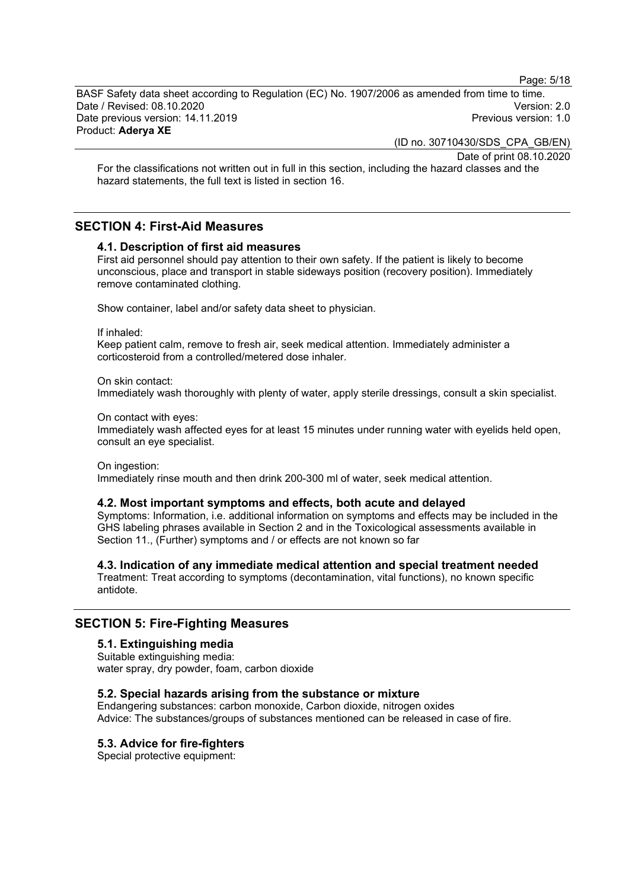For the classifications not written out in full in this section, including the hazard classes and the hazard statements, the full text is listed in section 16.

## SECTION 4: First-Aid Measures

### 4.1. Description of first aid measures

First aid personnel should pay attention to their own safety. If the patient is likely to become unconscious, place and transport in stable sideways position (recovery position). Immediately remove contaminated clothing.

Show container, label and/or safety data sheet to physician.

If inhaled:
Keep patient calm, remove to fresh air, seek medical attention. Immediately administer a corticosteroid from a controlled/metered dose inhaler.

On skin contact:
Immediately wash thoroughly with plenty of water, apply sterile dressings, consult a skin specialist.

On contact with eyes:
Immediately wash affected eyes for at least 15 minutes under running water with eyelids held open, consult an eye specialist.

On ingestion:
Immediately rinse mouth and then drink 200-300 ml of water, seek medical attention.

### 4.2. Most important symptoms and effects, both acute and delayed

Symptoms: Information, i.e. additional information on symptoms and effects may be included in the GHS labeling phrases available in Section 2 and in the Toxicological assessments available in Section 11., (Further) symptoms and / or effects are not known so far

### 4.3. Indication of any immediate medical attention and special treatment needed

Treatment: Treat according to symptoms (decontamination, vital functions), no known specific antidote.

## SECTION 5: Fire-Fighting Measures

### 5.1. Extinguishing media

Suitable extinguishing media:
water spray, dry powder, foam, carbon dioxide

### 5.2. Special hazards arising from the substance or mixture

Endangering substances: carbon monoxide, Carbon dioxide, nitrogen oxides
Advice: The substances/groups of substances mentioned can be released in case of fire.

### 5.3. Advice for fire-fighters

Special protective equipment: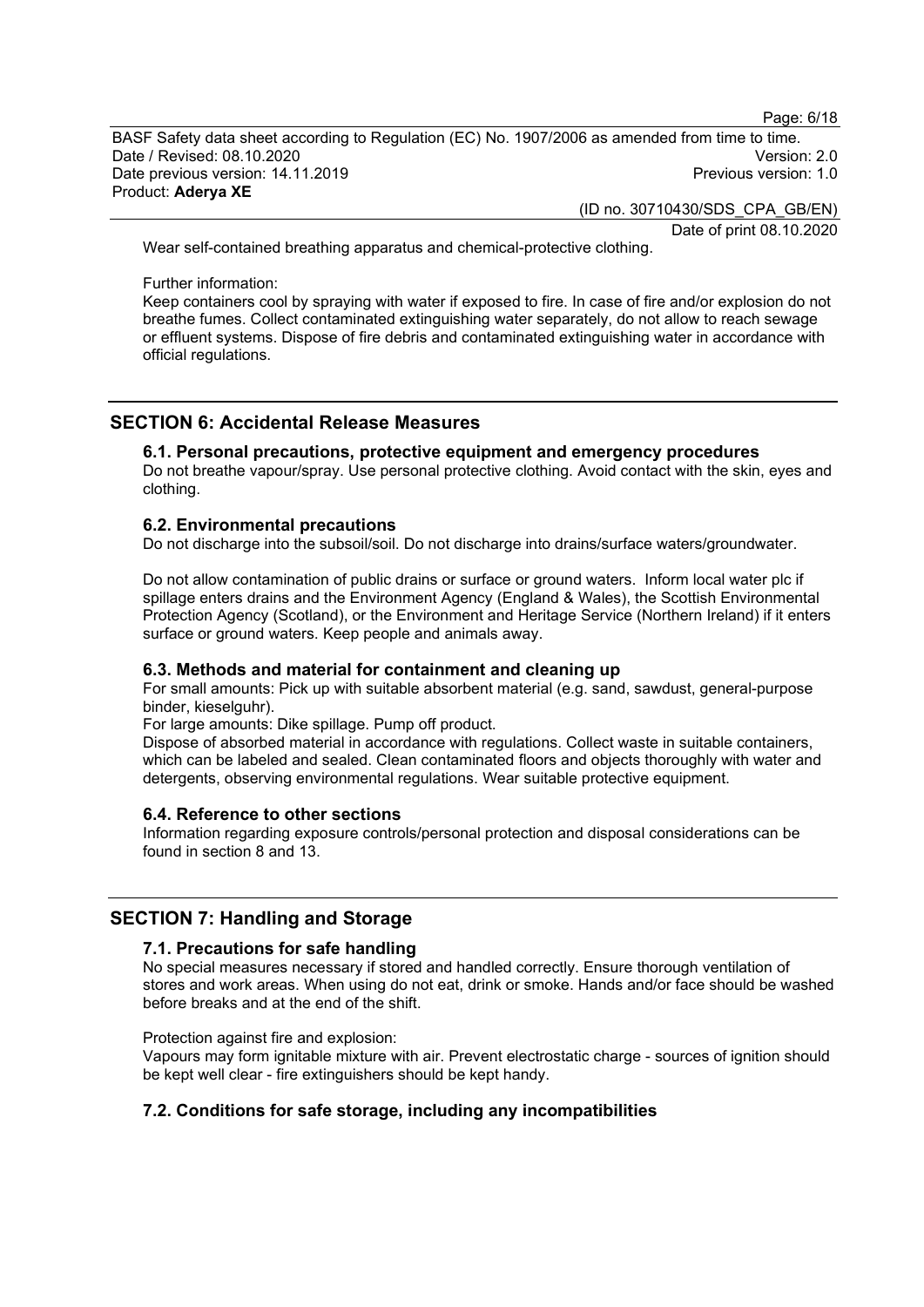Wear self-contained breathing apparatus and chemical-protective clothing.

Further information:
Keep containers cool by spraying with water if exposed to fire. In case of fire and/or explosion do not breathe fumes. Collect contaminated extinguishing water separately, do not allow to reach sewage or effluent systems. Dispose of fire debris and contaminated extinguishing water in accordance with official regulations.

## SECTION 6: Accidental Release Measures

### 6.1. Personal precautions, protective equipment and emergency procedures

Do not breathe vapour/spray. Use personal protective clothing. Avoid contact with the skin, eyes and clothing.

### 6.2. Environmental precautions

Do not discharge into the subsoil/soil. Do not discharge into drains/surface waters/groundwater.

Do not allow contamination of public drains or surface or ground waters. Inform local water plc if spillage enters drains and the Environment Agency (England & Wales), the Scottish Environmental Protection Agency (Scotland), or the Environment and Heritage Service (Northern Ireland) if it enters surface or ground waters. Keep people and animals away.

### 6.3. Methods and material for containment and cleaning up

For small amounts: Pick up with suitable absorbent material (e.g. sand, sawdust, general-purpose binder, kieselguhr).
For large amounts: Dike spillage. Pump off product.
Dispose of absorbed material in accordance with regulations. Collect waste in suitable containers, which can be labeled and sealed. Clean contaminated floors and objects thoroughly with water and detergents, observing environmental regulations. Wear suitable protective equipment.

### 6.4. Reference to other sections

Information regarding exposure controls/personal protection and disposal considerations can be found in section 8 and 13.

## SECTION 7: Handling and Storage

### 7.1. Precautions for safe handling

No special measures necessary if stored and handled correctly. Ensure thorough ventilation of stores and work areas. When using do not eat, drink or smoke. Hands and/or face should be washed before breaks and at the end of the shift.

Protection against fire and explosion:
Vapours may form ignitable mixture with air. Prevent electrostatic charge - sources of ignition should be kept well clear - fire extinguishers should be kept handy.

### 7.2. Conditions for safe storage, including any incompatibilities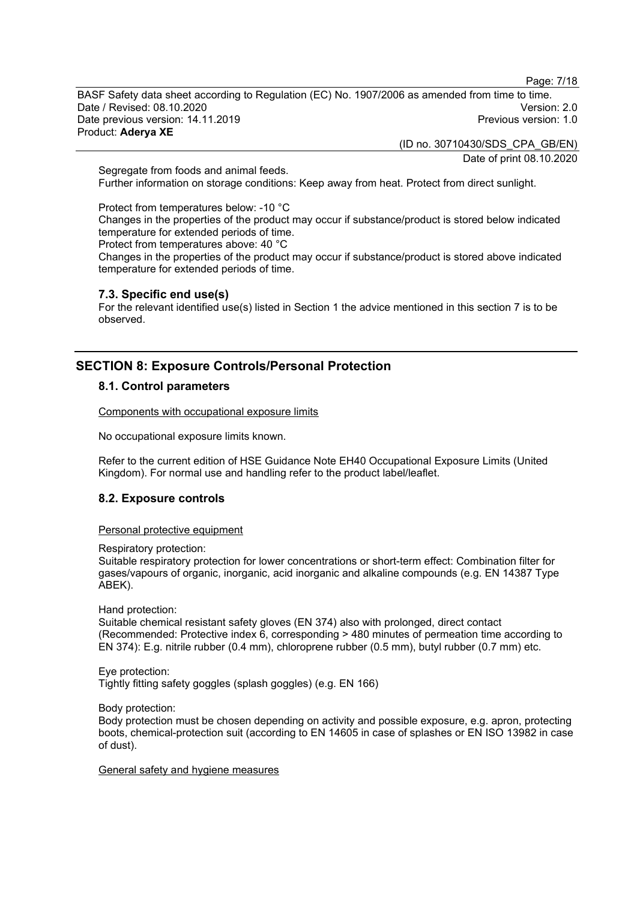Segregate from foods and animal feeds.
Further information on storage conditions: Keep away from heat. Protect from direct sunlight.

Protect from temperatures below: -10 °C
Changes in the properties of the product may occur if substance/product is stored below indicated temperature for extended periods of time.
Protect from temperatures above: 40 °C
Changes in the properties of the product may occur if substance/product is stored above indicated temperature for extended periods of time.

### 7.3. Specific end use(s)

For the relevant identified use(s) listed in Section 1 the advice mentioned in this section 7 is to be observed.

## SECTION 8: Exposure Controls/Personal Protection

### 8.1. Control parameters

Components with occupational exposure limits

No occupational exposure limits known.

Refer to the current edition of HSE Guidance Note EH40 Occupational Exposure Limits (United Kingdom). For normal use and handling refer to the product label/leaflet.

### 8.2. Exposure controls

Personal protective equipment

Respiratory protection:
Suitable respiratory protection for lower concentrations or short-term effect: Combination filter for gases/vapours of organic, inorganic, acid inorganic and alkaline compounds (e.g. EN 14387 Type ABEK).

Hand protection:
Suitable chemical resistant safety gloves (EN 374) also with prolonged, direct contact (Recommended: Protective index 6, corresponding > 480 minutes of permeation time according to EN 374): E.g. nitrile rubber (0.4 mm), chloroprene rubber (0.5 mm), butyl rubber (0.7 mm) etc.

Eye protection:
Tightly fitting safety goggles (splash goggles) (e.g. EN 166)

Body protection:
Body protection must be chosen depending on activity and possible exposure, e.g. apron, protecting boots, chemical-protection suit (according to EN 14605 in case of splashes or EN ISO 13982 in case of dust).

General safety and hygiene measures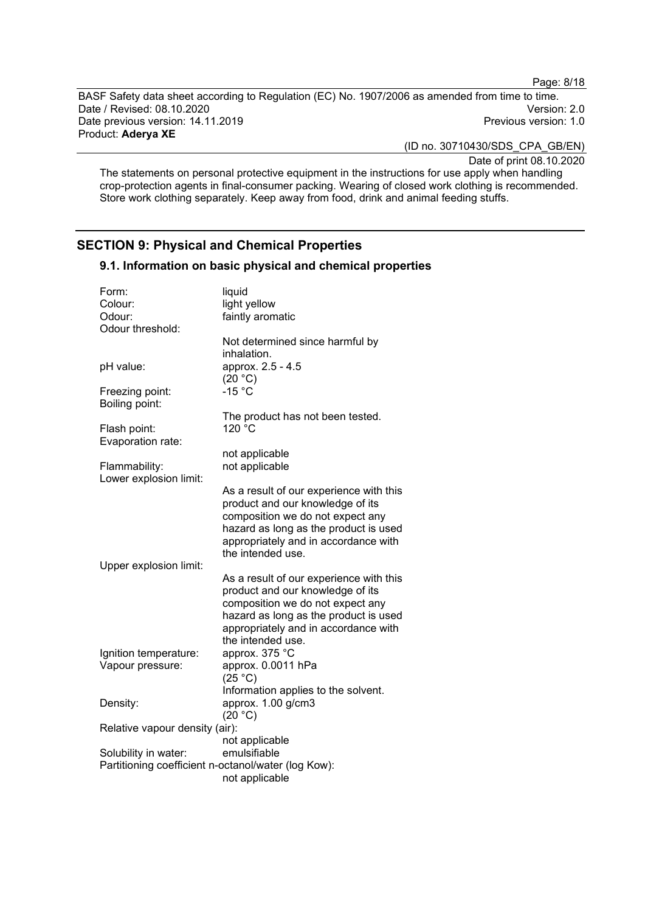The statements on personal protective equipment in the instructions for use apply when handling crop-protection agents in final-consumer packing. Wearing of closed work clothing is recommended. Store work clothing separately. Keep away from food, drink and animal feeding stuffs.

## SECTION 9: Physical and Chemical Properties

### 9.1. Information on basic physical and chemical properties

| | |
|---|---|
| Form: | liquid |
| Colour: | light yellow |
| Odour: | faintly aromatic |
| Odour threshold: | Not determined since harmful by inhalation. |
| pH value: | approx. 2.5 - 4.5 (20 °C) |
| Freezing point: | -15 °C |
| Boiling point: | The product has not been tested. |
| Flash point: | 120 °C |
| Evaporation rate: | not applicable |
| Flammability: | not applicable |
| Lower explosion limit: | As a result of our experience with this product and our knowledge of its composition we do not expect any hazard as long as the product is used appropriately and in accordance with the intended use. |
| Upper explosion limit: | As a result of our experience with this product and our knowledge of its composition we do not expect any hazard as long as the product is used appropriately and in accordance with the intended use. |
| Ignition temperature: | approx. 375 °C |
| Vapour pressure: | approx. 0.0011 hPa (25 °C) Information applies to the solvent. |
| Density: | approx. 1.00 g/cm3 (20 °C) |
| Relative vapour density (air): | not applicable |
| Solubility in water: | emulsifiable |
| Partitioning coefficient n-octanol/water (log Kow): | not applicable |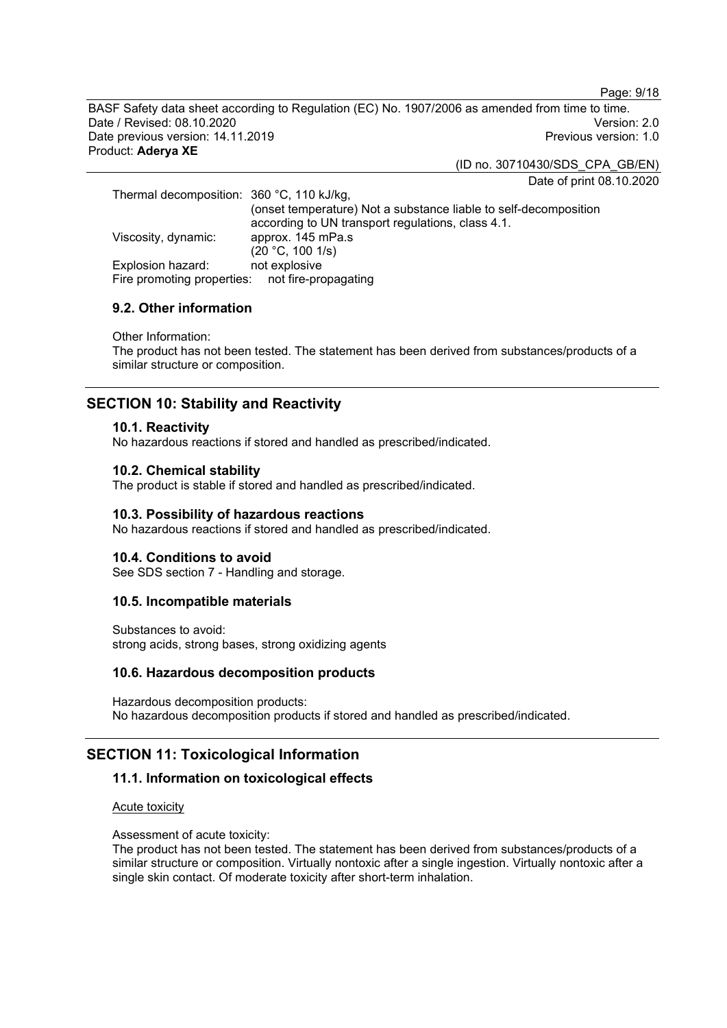| | |
|---|---|
| Thermal decomposition: | 360 °C, 110 kJ/kg, (onset temperature) Not a substance liable to self-decomposition according to UN transport regulations, class 4.1. |
| Viscosity, dynamic: | approx. 145 mPa.s (20 °C, 100 1/s) |
| Explosion hazard: | not explosive |
| Fire promoting properties: | not fire-propagating |

### 9.2. Other information

Other Information:
The product has not been tested. The statement has been derived from substances/products of a similar structure or composition.

## SECTION 10: Stability and Reactivity

### 10.1. Reactivity

No hazardous reactions if stored and handled as prescribed/indicated.

### 10.2. Chemical stability

The product is stable if stored and handled as prescribed/indicated.

### 10.3. Possibility of hazardous reactions

No hazardous reactions if stored and handled as prescribed/indicated.

### 10.4. Conditions to avoid

See SDS section 7 - Handling and storage.

### 10.5. Incompatible materials

Substances to avoid:
strong acids, strong bases, strong oxidizing agents

### 10.6. Hazardous decomposition products

Hazardous decomposition products:
No hazardous decomposition products if stored and handled as prescribed/indicated.

## SECTION 11: Toxicological Information

### 11.1. Information on toxicological effects

Acute toxicity

Assessment of acute toxicity:
The product has not been tested. The statement has been derived from substances/products of a similar structure or composition. Virtually nontoxic after a single ingestion. Virtually nontoxic after a single skin contact. Of moderate toxicity after short-term inhalation.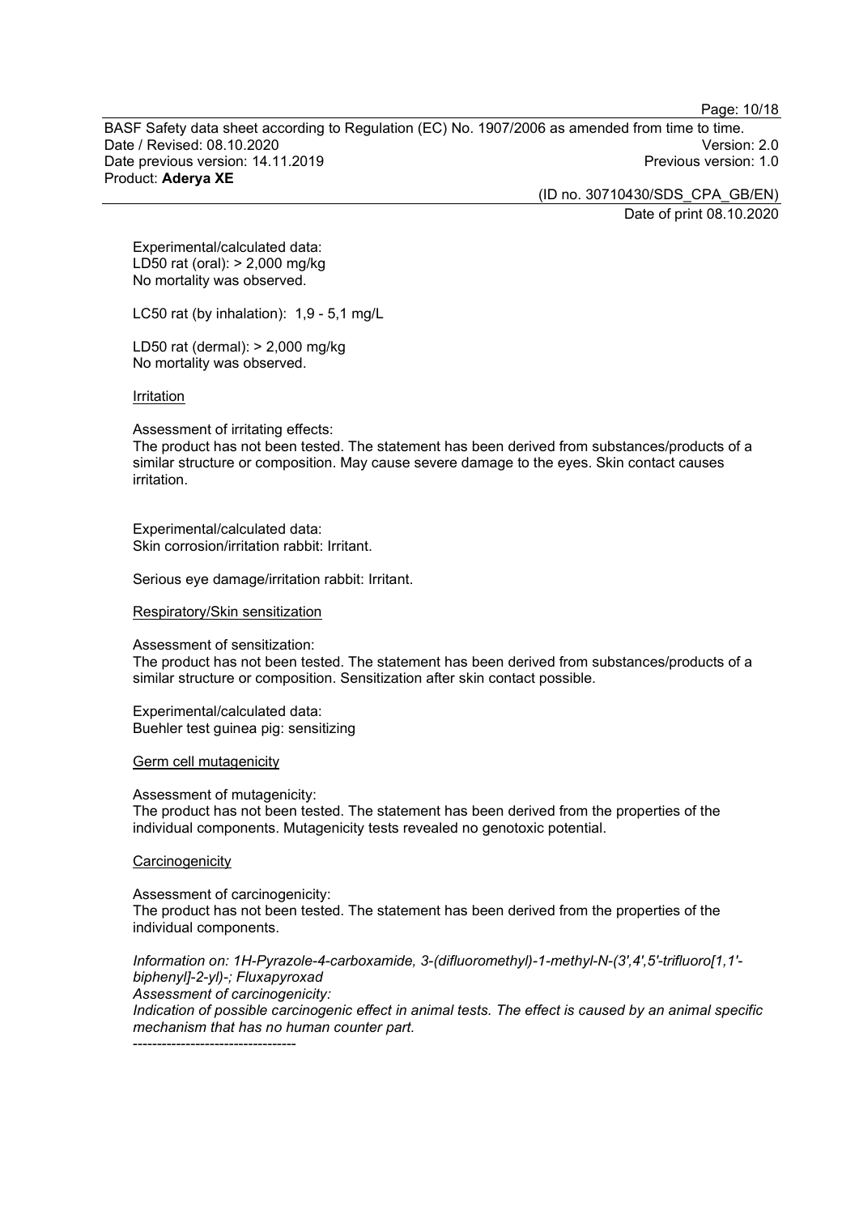Experimental/calculated data:
LD50 rat (oral): > 2,000 mg/kg
No mortality was observed.

LC50 rat (by inhalation): 1,9 - 5,1 mg/L

LD50 rat (dermal): > 2,000 mg/kg
No mortality was observed.

Irritation

Assessment of irritating effects:
The product has not been tested. The statement has been derived from substances/products of a similar structure or composition. May cause severe damage to the eyes. Skin contact causes irritation.

Experimental/calculated data:
Skin corrosion/irritation rabbit: Irritant.

Serious eye damage/irritation rabbit: Irritant.

Respiratory/Skin sensitization

Assessment of sensitization:
The product has not been tested. The statement has been derived from substances/products of a similar structure or composition. Sensitization after skin contact possible.

Experimental/calculated data:
Buehler test guinea pig: sensitizing

Germ cell mutagenicity

Assessment of mutagenicity:
The product has not been tested. The statement has been derived from the properties of the individual components. Mutagenicity tests revealed no genotoxic potential.

Carcinogenicity

Assessment of carcinogenicity:
The product has not been tested. The statement has been derived from the properties of the individual components.

*Information on: 1H-Pyrazole-4-carboxamide, 3-(difluoromethyl)-1-methyl-N-(3',4',5'-trifluoro[1,1'-biphenyl]-2-yl)-; Fluxapyroxad*
*Assessment of carcinogenicity:*
*Indication of possible carcinogenic effect in animal tests. The effect is caused by an animal specific mechanism that has no human counter part.*

----------------------------------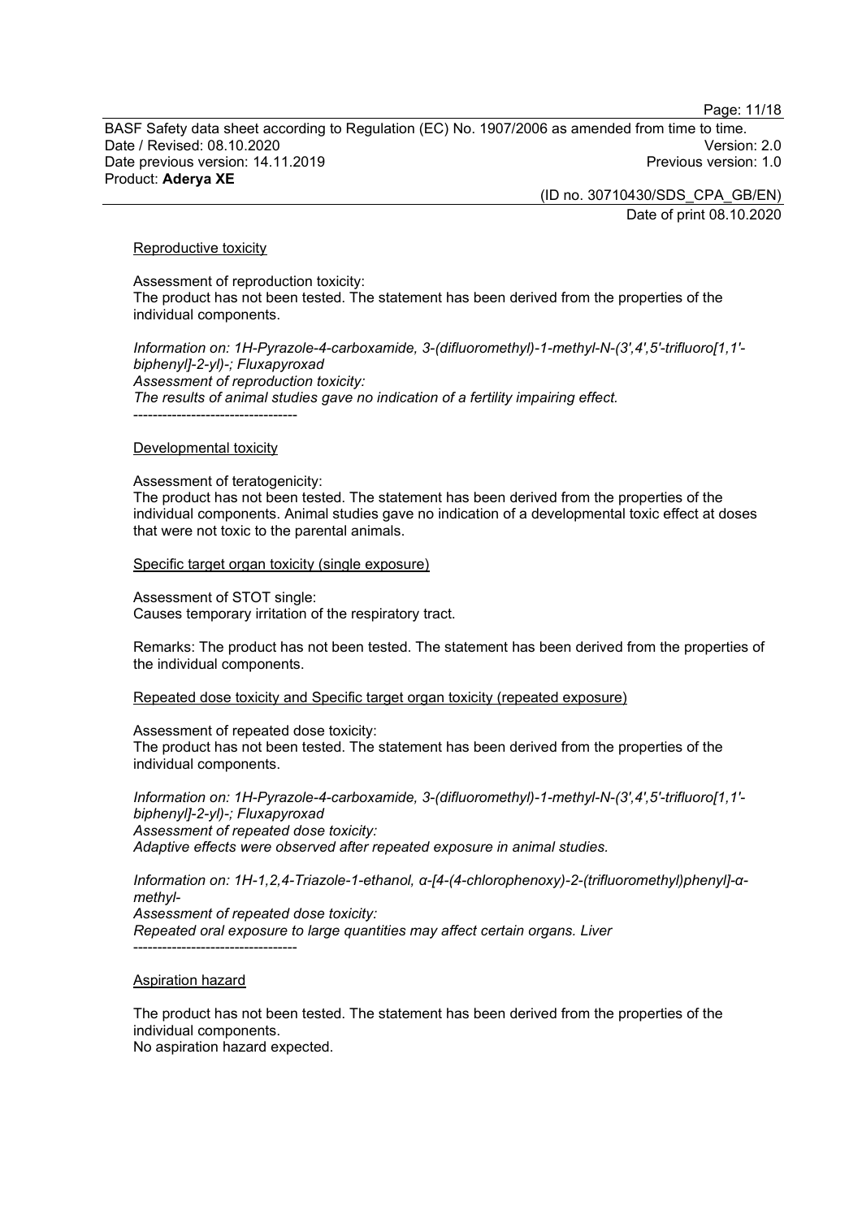Reproductive toxicity

Assessment of reproduction toxicity:
The product has not been tested. The statement has been derived from the properties of the individual components.

*Information on: 1H-Pyrazole-4-carboxamide, 3-(difluoromethyl)-1-methyl-N-(3',4',5'-trifluoro[1,1'-biphenyl]-2-yl)-; Fluxapyroxad*
*Assessment of reproduction toxicity:*
*The results of animal studies gave no indication of a fertility impairing effect.*

----------------------------------

Developmental toxicity

Assessment of teratogenicity:
The product has not been tested. The statement has been derived from the properties of the individual components. Animal studies gave no indication of a developmental toxic effect at doses that were not toxic to the parental animals.

Specific target organ toxicity (single exposure)

Assessment of STOT single:
Causes temporary irritation of the respiratory tract.

Remarks: The product has not been tested. The statement has been derived from the properties of the individual components.

Repeated dose toxicity and Specific target organ toxicity (repeated exposure)

Assessment of repeated dose toxicity:
The product has not been tested. The statement has been derived from the properties of the individual components.

*Information on: 1H-Pyrazole-4-carboxamide, 3-(difluoromethyl)-1-methyl-N-(3',4',5'-trifluoro[1,1'-biphenyl]-2-yl)-; Fluxapyroxad*
*Assessment of repeated dose toxicity:*
*Adaptive effects were observed after repeated exposure in animal studies.*

*Information on: 1H-1,2,4-Triazole-1-ethanol, α-[4-(4-chlorophenoxy)-2-(trifluoromethyl)phenyl]-α-methyl-*
*Assessment of repeated dose toxicity:*
*Repeated oral exposure to large quantities may affect certain organs. Liver*

----------------------------------

Aspiration hazard

The product has not been tested. The statement has been derived from the properties of the individual components.
No aspiration hazard expected.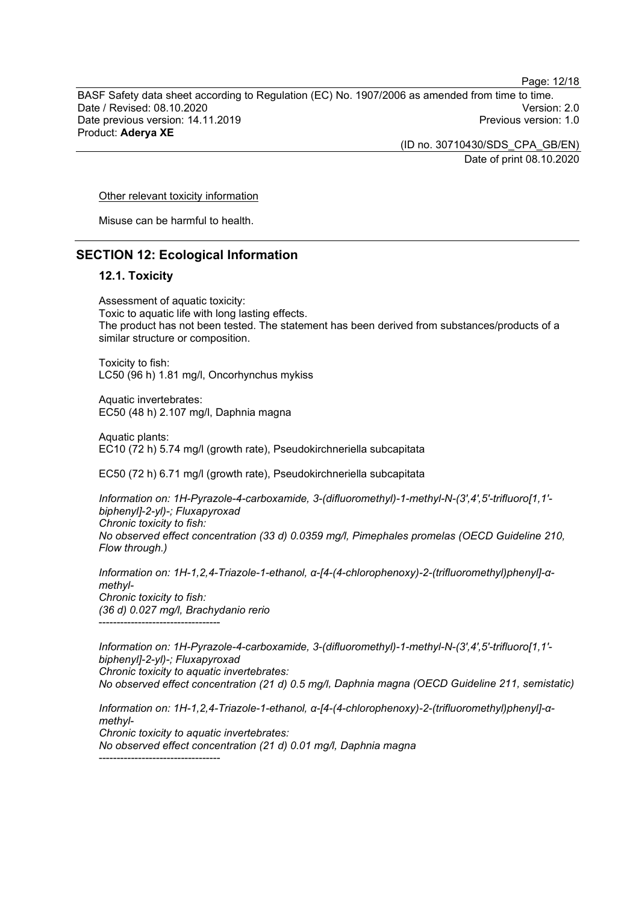Other relevant toxicity information

Misuse can be harmful to health.

## SECTION 12: Ecological Information

### 12.1. Toxicity

Assessment of aquatic toxicity:
Toxic to aquatic life with long lasting effects.
The product has not been tested. The statement has been derived from substances/products of a similar structure or composition.

Toxicity to fish:
LC50 (96 h) 1.81 mg/l, Oncorhynchus mykiss

Aquatic invertebrates:
EC50 (48 h) 2.107 mg/l, Daphnia magna

Aquatic plants:
EC10 (72 h) 5.74 mg/l (growth rate), Pseudokirchneriella subcapitata

EC50 (72 h) 6.71 mg/l (growth rate), Pseudokirchneriella subcapitata

*Information on: 1H-Pyrazole-4-carboxamide, 3-(difluoromethyl)-1-methyl-N-(3',4',5'-trifluoro[1,1'-biphenyl]-2-yl)-; Fluxapyroxad*
*Chronic toxicity to fish:*
*No observed effect concentration (33 d) 0.0359 mg/l, Pimephales promelas (OECD Guideline 210, Flow through.)*

*Information on: 1H-1,2,4-Triazole-1-ethanol, α-[4-(4-chlorophenoxy)-2-(trifluoromethyl)phenyl]-α-methyl-*
*Chronic toxicity to fish:*
*(36 d) 0.027 mg/l, Brachydanio rerio*
----------------------------------

*Information on: 1H-Pyrazole-4-carboxamide, 3-(difluoromethyl)-1-methyl-N-(3',4',5'-trifluoro[1,1'-biphenyl]-2-yl)-; Fluxapyroxad*
*Chronic toxicity to aquatic invertebrates:*
*No observed effect concentration (21 d) 0.5 mg/l, Daphnia magna (OECD Guideline 211, semistatic)*

*Information on: 1H-1,2,4-Triazole-1-ethanol, α-[4-(4-chlorophenoxy)-2-(trifluoromethyl)phenyl]-α-methyl-*
*Chronic toxicity to aquatic invertebrates:*
*No observed effect concentration (21 d) 0.01 mg/l, Daphnia magna*
----------------------------------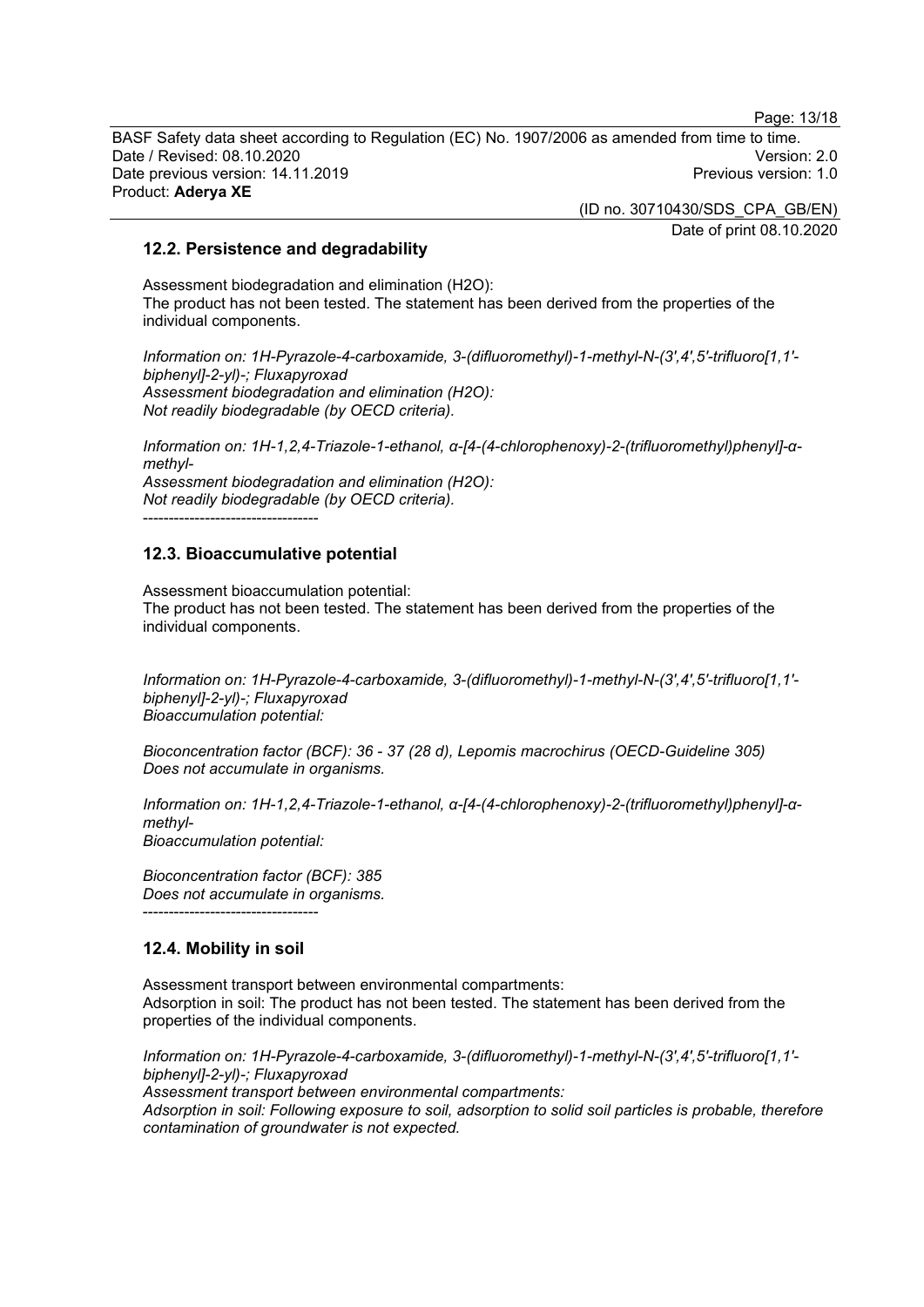## 12.2. Persistence and degradability

Assessment biodegradation and elimination ($H_2O$):
The product has not been tested. The statement has been derived from the properties of the individual components.

*Information on: 1H-Pyrazole-4-carboxamide, 3-(difluoromethyl)-1-methyl-N-(3',4',5'-trifluoro[1,1'-biphenyl]-2-yl)-; Fluxapyroxad*
*Assessment biodegradation and elimination (H2O):*
*Not readily biodegradable (by OECD criteria).*

*Information on: 1H-1,2,4-Triazole-1-ethanol, α-[4-(4-chlorophenoxy)-2-(trifluoromethyl)phenyl]-α-methyl-*
*Assessment biodegradation and elimination (H2O):*
*Not readily biodegradable (by OECD criteria).*

----------------------------------

## 12.3. Bioaccumulative potential

Assessment bioaccumulation potential:
The product has not been tested. The statement has been derived from the properties of the individual components.

*Information on: 1H-Pyrazole-4-carboxamide, 3-(difluoromethyl)-1-methyl-N-(3',4',5'-trifluoro[1,1'-biphenyl]-2-yl)-; Fluxapyroxad*
*Bioaccumulation potential:*

*Bioconcentration factor (BCF): 36 - 37 (28 d), Lepomis macrochirus (OECD-Guideline 305)*
*Does not accumulate in organisms.*

*Information on: 1H-1,2,4-Triazole-1-ethanol, α-[4-(4-chlorophenoxy)-2-(trifluoromethyl)phenyl]-α-methyl-*
*Bioaccumulation potential:*

*Bioconcentration factor (BCF): 385*
*Does not accumulate in organisms.*

----------------------------------

## 12.4. Mobility in soil

Assessment transport between environmental compartments:
Adsorption in soil: The product has not been tested. The statement has been derived from the properties of the individual components.

*Information on: 1H-Pyrazole-4-carboxamide, 3-(difluoromethyl)-1-methyl-N-(3',4',5'-trifluoro[1,1'-biphenyl]-2-yl)-; Fluxapyroxad*
*Assessment transport between environmental compartments:*
*Adsorption in soil: Following exposure to soil, adsorption to solid soil particles is probable, therefore contamination of groundwater is not expected.*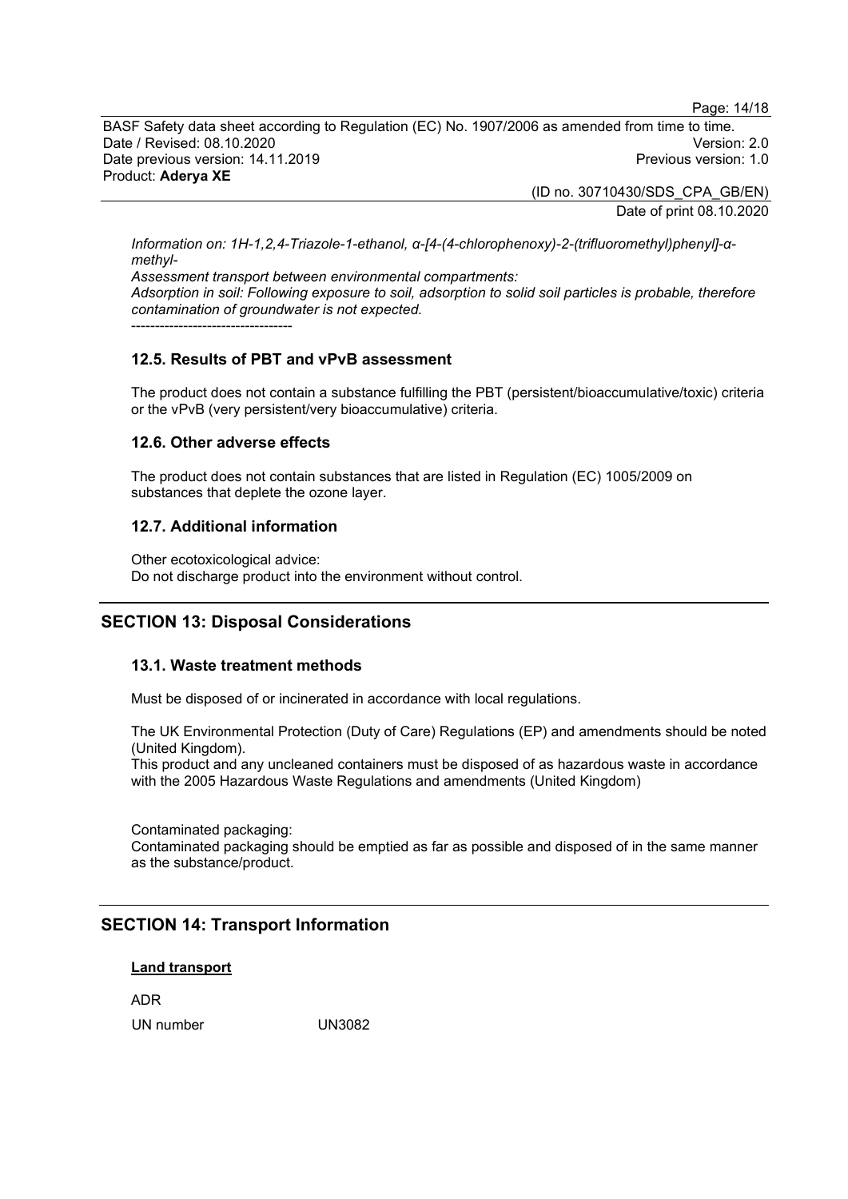*Information on: 1H-1,2,4-Triazole-1-ethanol, α-[4-(4-chlorophenoxy)-2-(trifluoromethyl)phenyl]-α-methyl-*
*Assessment transport between environmental compartments:*
*Adsorption in soil: Following exposure to soil, adsorption to solid soil particles is probable, therefore contamination of groundwater is not expected.*
----------------------------------

### 12.5. Results of PBT and vPvB assessment

The product does not contain a substance fulfilling the PBT (persistent/bioaccumulative/toxic) criteria or the vPvB (very persistent/very bioaccumulative) criteria.

### 12.6. Other adverse effects

The product does not contain substances that are listed in Regulation (EC) 1005/2009 on substances that deplete the ozone layer.

### 12.7. Additional information

Other ecotoxicological advice:
Do not discharge product into the environment without control.

## SECTION 13: Disposal Considerations

### 13.1. Waste treatment methods

Must be disposed of or incinerated in accordance with local regulations.

The UK Environmental Protection (Duty of Care) Regulations (EP) and amendments should be noted (United Kingdom).
This product and any uncleaned containers must be disposed of as hazardous waste in accordance with the 2005 Hazardous Waste Regulations and amendments (United Kingdom)

Contaminated packaging:
Contaminated packaging should be emptied as far as possible and disposed of in the same manner as the substance/product.

## SECTION 14: Transport Information

**Land transport**

ADR

UN number UN3082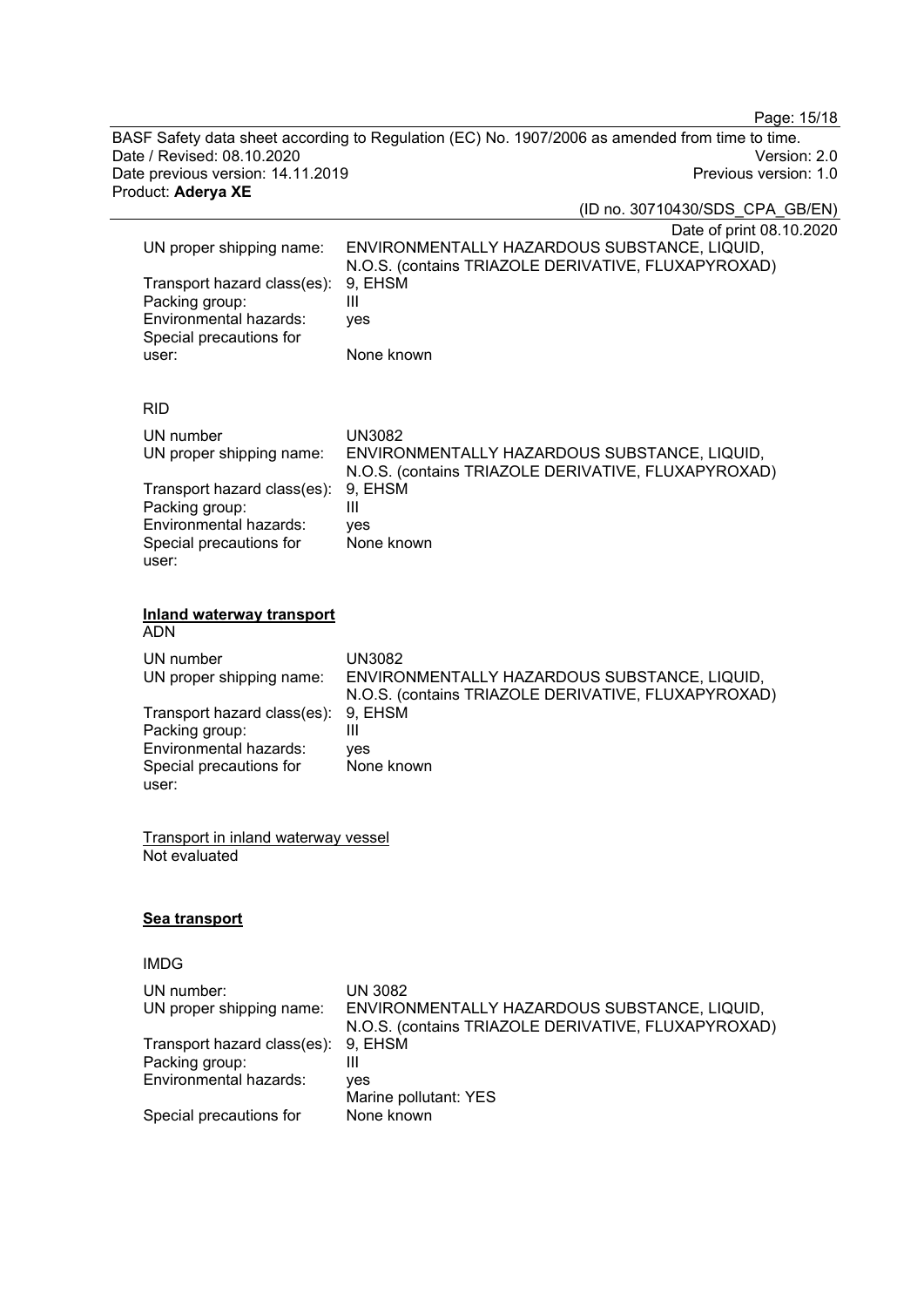UN proper shipping name: ENVIRONMENTALLY HAZARDOUS SUBSTANCE, LIQUID, N.O.S. (contains TRIAZOLE DERIVATIVE, FLUXAPYROXAD)
Transport hazard class(es): 9, EHSM
Packing group: III
Environmental hazards: yes
Special precautions for user: None known

RID

| | |
|---|---|
| UN number | UN3082 |
| UN proper shipping name: | ENVIRONMENTALLY HAZARDOUS SUBSTANCE, LIQUID, N.O.S. (contains TRIAZOLE DERIVATIVE, FLUXAPYROXAD) |
| Transport hazard class(es): | 9, EHSM |
| Packing group: | III |
| Environmental hazards: | yes |
| Special precautions for user: | None known |

**Inland waterway transport**
ADN

| | |
|---|---|
| UN number | UN3082 |
| UN proper shipping name: | ENVIRONMENTALLY HAZARDOUS SUBSTANCE, LIQUID, N.O.S. (contains TRIAZOLE DERIVATIVE, FLUXAPYROXAD) |
| Transport hazard class(es): | 9, EHSM |
| Packing group: | III |
| Environmental hazards: | yes |
| Special precautions for user: | None known |

Transport in inland waterway vessel
Not evaluated

**Sea transport**

IMDG

| | |
|---|---|
| UN number: | UN 3082 |
| UN proper shipping name: | ENVIRONMENTALLY HAZARDOUS SUBSTANCE, LIQUID, N.O.S. (contains TRIAZOLE DERIVATIVE, FLUXAPYROXAD) |
| Transport hazard class(es): | 9, EHSM |
| Packing group: | III |
| Environmental hazards: | yes<br>Marine pollutant: YES |
| Special precautions for | None known |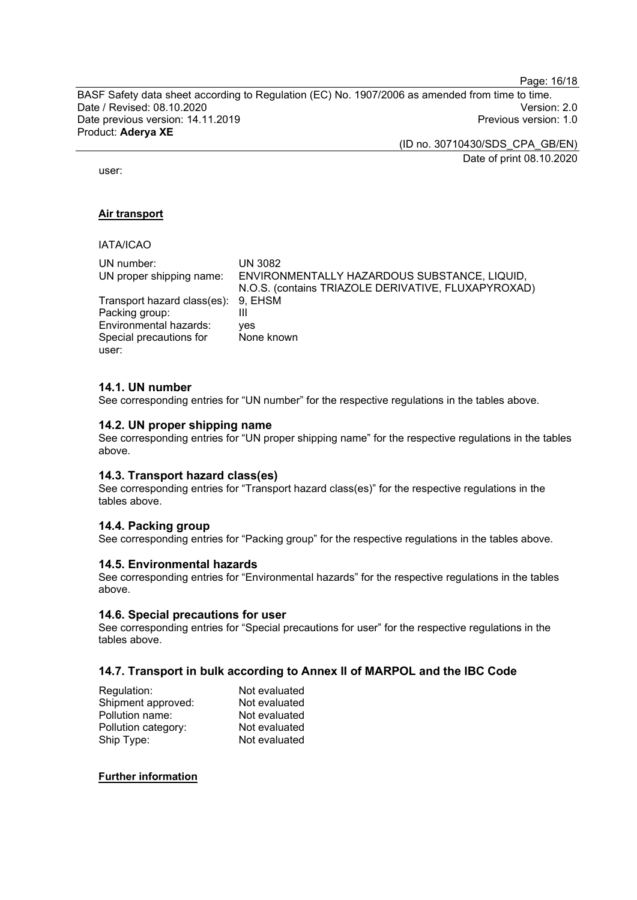user:

**Air transport**

IATA/ICAO

| | |
|---|---|
| UN number: | UN 3082 |
| UN proper shipping name: | ENVIRONMENTALLY HAZARDOUS SUBSTANCE, LIQUID, N.O.S. (contains TRIAZOLE DERIVATIVE, FLUXAPYROXAD) |
| Transport hazard class(es): | 9, EHSM |
| Packing group: | III |
| Environmental hazards: | yes |
| Special precautions for user: | None known |

### 14.1. UN number

See corresponding entries for "UN number" for the respective regulations in the tables above.

### 14.2. UN proper shipping name

See corresponding entries for "UN proper shipping name" for the respective regulations in the tables above.

### 14.3. Transport hazard class(es)

See corresponding entries for "Transport hazard class(es)" for the respective regulations in the tables above.

### 14.4. Packing group

See corresponding entries for "Packing group" for the respective regulations in the tables above.

### 14.5. Environmental hazards

See corresponding entries for "Environmental hazards" for the respective regulations in the tables above.

### 14.6. Special precautions for user

See corresponding entries for "Special precautions for user" for the respective regulations in the tables above.

### 14.7. Transport in bulk according to Annex II of MARPOL and the IBC Code

| | |
|---|---|
| Regulation: | Not evaluated |
| Shipment approved: | Not evaluated |
| Pollution name: | Not evaluated |
| Pollution category: | Not evaluated |
| Ship Type: | Not evaluated |

**Further information**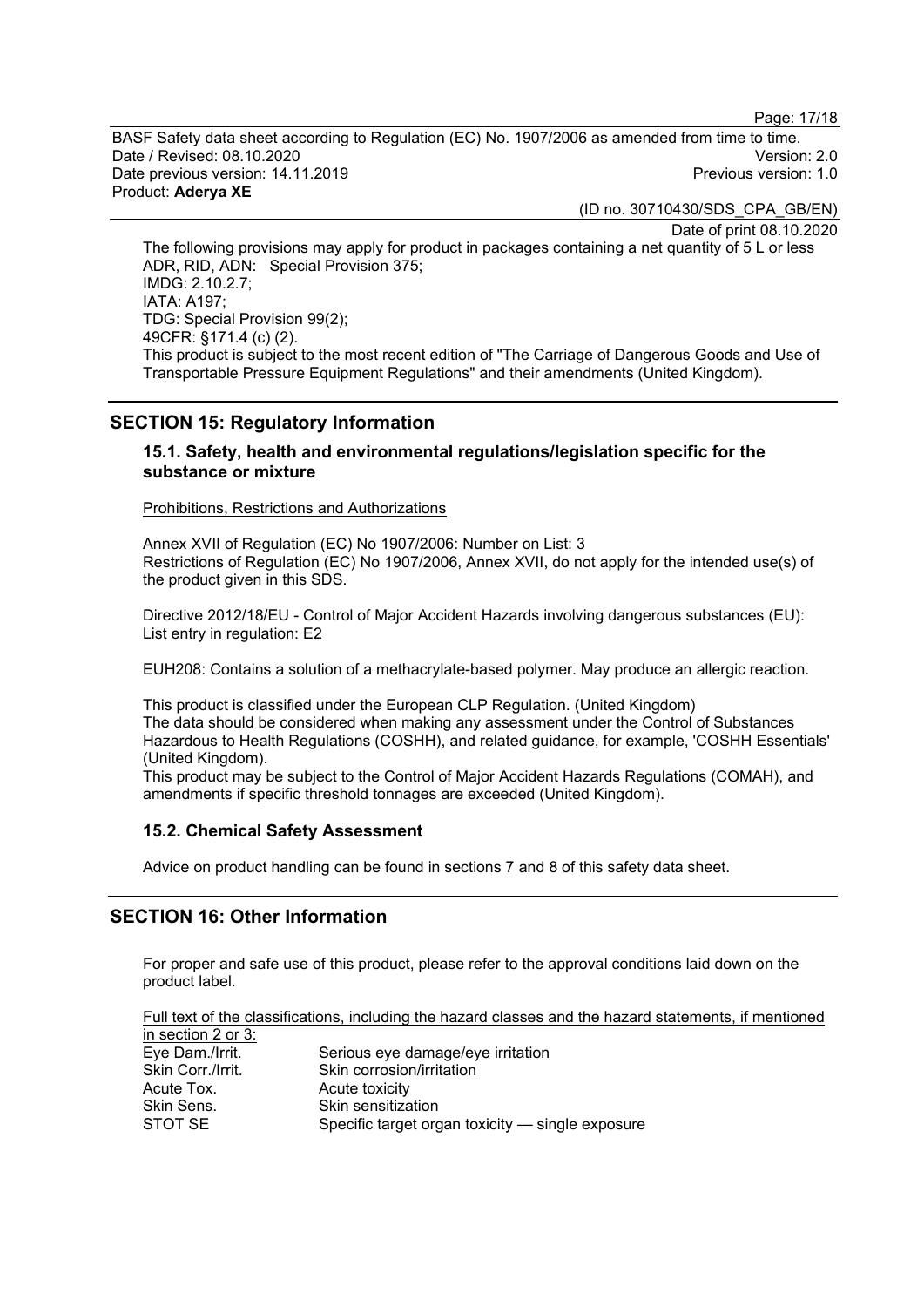The following provisions may apply for product in packages containing a net quantity of 5 L or less
ADR, RID, ADN: Special Provision 375;
IMDG: 2.10.2.7;
IATA: A197;
TDG: Special Provision 99(2);
49CFR: §171.4 (c) (2).
This product is subject to the most recent edition of "The Carriage of Dangerous Goods and Use of Transportable Pressure Equipment Regulations" and their amendments (United Kingdom).

## SECTION 15: Regulatory Information

### 15.1. Safety, health and environmental regulations/legislation specific for the substance or mixture

Prohibitions, Restrictions and Authorizations

Annex XVII of Regulation (EC) No 1907/2006: Number on List: 3
Restrictions of Regulation (EC) No 1907/2006, Annex XVII, do not apply for the intended use(s) of the product given in this SDS.

Directive 2012/18/EU - Control of Major Accident Hazards involving dangerous substances (EU): List entry in regulation: E2

EUH208: Contains a solution of a methacrylate-based polymer. May produce an allergic reaction.

This product is classified under the European CLP Regulation. (United Kingdom)
The data should be considered when making any assessment under the Control of Substances Hazardous to Health Regulations (COSHH), and related guidance, for example, 'COSHH Essentials' (United Kingdom).
This product may be subject to the Control of Major Accident Hazards Regulations (COMAH), and amendments if specific threshold tonnages are exceeded (United Kingdom).

### 15.2. Chemical Safety Assessment

Advice on product handling can be found in sections 7 and 8 of this safety data sheet.

## SECTION 16: Other Information

For proper and safe use of this product, please refer to the approval conditions laid down on the product label.

Full text of the classifications, including the hazard classes and the hazard statements, if mentioned in section 2 or 3:

| | |
|---|---|
| Eye Dam./Irrit. | Serious eye damage/eye irritation |
| Skin Corr./Irrit. | Skin corrosion/irritation |
| Acute Tox. | Acute toxicity |
| Skin Sens. | Skin sensitization |
| STOT SE | Specific target organ toxicity — single exposure |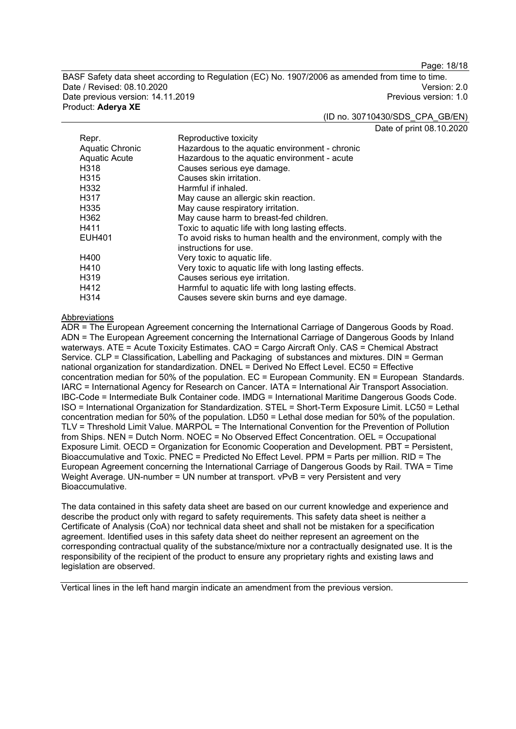| | |
|---|---|
| Repr. | Reproductive toxicity |
| Aquatic Chronic | Hazardous to the aquatic environment - chronic |
| Aquatic Acute | Hazardous to the aquatic environment - acute |
| H318 | Causes serious eye damage. |
| H315 | Causes skin irritation. |
| H332 | Harmful if inhaled. |
| H317 | May cause an allergic skin reaction. |
| H335 | May cause respiratory irritation. |
| H362 | May cause harm to breast-fed children. |
| H411 | Toxic to aquatic life with long lasting effects. |
| EUH401 | To avoid risks to human health and the environment, comply with the instructions for use. |
| H400 | Very toxic to aquatic life. |
| H410 | Very toxic to aquatic life with long lasting effects. |
| H319 | Causes serious eye irritation. |
| H412 | Harmful to aquatic life with long lasting effects. |
| H314 | Causes severe skin burns and eye damage. |

Abbreviations

ADR = The European Agreement concerning the International Carriage of Dangerous Goods by Road. ADN = The European Agreement concerning the International Carriage of Dangerous Goods by Inland waterways. ATE = Acute Toxicity Estimates. CAO = Cargo Aircraft Only. CAS = Chemical Abstract Service. CLP = Classification, Labelling and Packaging of substances and mixtures. DIN = German national organization for standardization. DNEL = Derived No Effect Level. EC50 = Effective concentration median for 50% of the population. EC = European Community. EN = European Standards. IARC = International Agency for Research on Cancer. IATA = International Air Transport Association. IBC-Code = Intermediate Bulk Container code. IMDG = International Maritime Dangerous Goods Code. ISO = International Organization for Standardization. STEL = Short-Term Exposure Limit. LC50 = Lethal concentration median for 50% of the population. LD50 = Lethal dose median for 50% of the population. TLV = Threshold Limit Value. MARPOL = The International Convention for the Prevention of Pollution from Ships. NEN = Dutch Norm. NOEC = No Observed Effect Concentration. OEL = Occupational Exposure Limit. OECD = Organization for Economic Cooperation and Development. PBT = Persistent, Bioaccumulative and Toxic. PNEC = Predicted No Effect Level. PPM = Parts per million. RID = The European Agreement concerning the International Carriage of Dangerous Goods by Rail. TWA = Time Weight Average. UN-number = UN number at transport. vPvB = very Persistent and very Bioaccumulative.

The data contained in this safety data sheet are based on our current knowledge and experience and describe the product only with regard to safety requirements. This safety data sheet is neither a Certificate of Analysis (CoA) nor technical data sheet and shall not be mistaken for a specification agreement. Identified uses in this safety data sheet do neither represent an agreement on the corresponding contractual quality of the substance/mixture nor a contractually designated use. It is the responsibility of the recipient of the product to ensure any proprietary rights and existing laws and legislation are observed.

Vertical lines in the left hand margin indicate an amendment from the previous version.